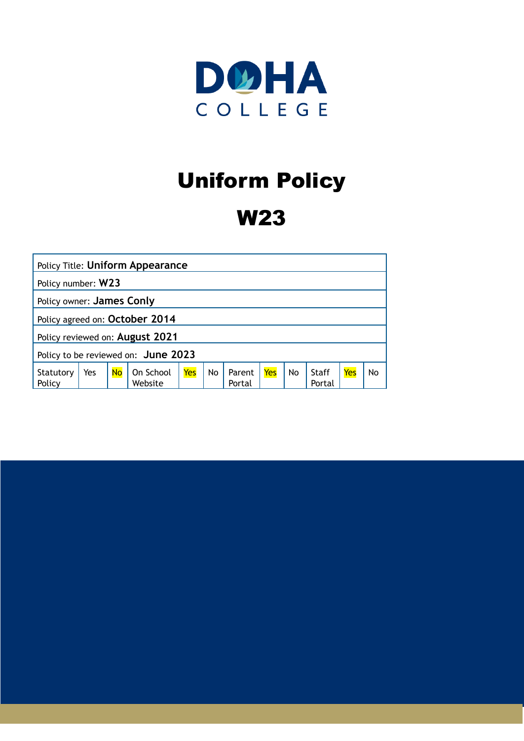DOHA COLLEGE

# Uniform Policy

# W23

| Policy Title: **Uniform Appearance** | | | | | | | | | | | |
|---|---|---|---|---|---|---|---|---|---|---|---|
| Policy number: **W23** | | | | | | | | | | | |
| Policy owner: **James Conly** | | | | | | | | | | | |
| Policy agreed on: **October 2014** | | | | | | | | | | | |
| Policy reviewed on: **August 2021** | | | | | | | | | | | |
| Policy to be reviewed on: **June 2023** | | | | | | | | | | | |
| Statutory Policy | Yes | No | On School Website | Yes | No | Parent Portal | Yes | No | Staff Portal | Yes | No |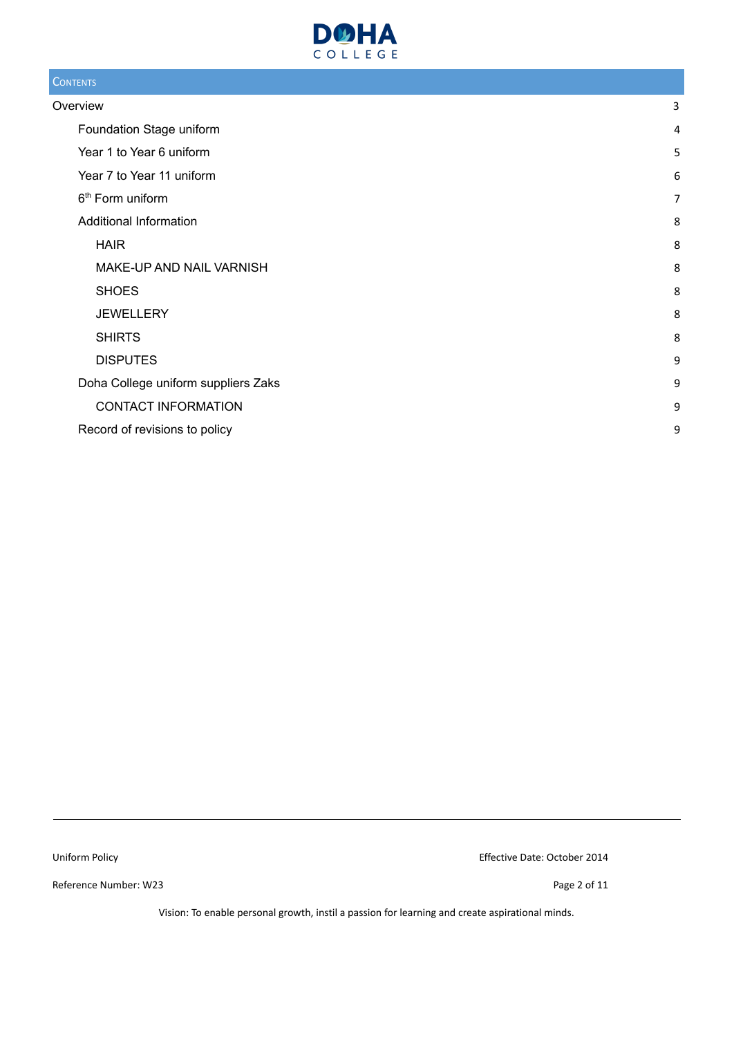## Contents

| | |
|---|---|
| Overview | 3 |
| Foundation Stage uniform | 4 |
| Year 1 to Year 6 uniform | 5 |
| Year 7 to Year 11 uniform | 6 |
| 6th Form uniform | 7 |
| Additional Information | 8 |
| HAIR | 8 |
| MAKE-UP AND NAIL VARNISH | 8 |
| SHOES | 8 |
| JEWELLERY | 8 |
| SHIRTS | 8 |
| DISPUTES | 9 |
| Doha College uniform suppliers Zaks | 9 |
| CONTACT INFORMATION | 9 |
| Record of revisions to policy | 9 |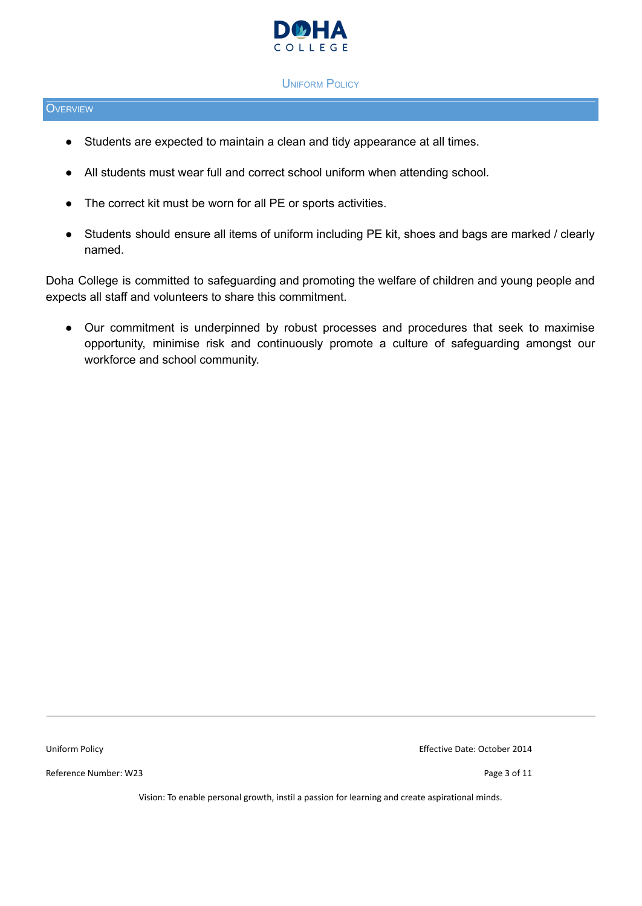# Uniform Policy

## Overview

- Students are expected to maintain a clean and tidy appearance at all times.
- All students must wear full and correct school uniform when attending school.
- The correct kit must be worn for all PE or sports activities.
- Students should ensure all items of uniform including PE kit, shoes and bags are marked / clearly named.

Doha College is committed to safeguarding and promoting the welfare of children and young people and expects all staff and volunteers to share this commitment.

- Our commitment is underpinned by robust processes and procedures that seek to maximise opportunity, minimise risk and continuously promote a culture of safeguarding amongst our workforce and school community.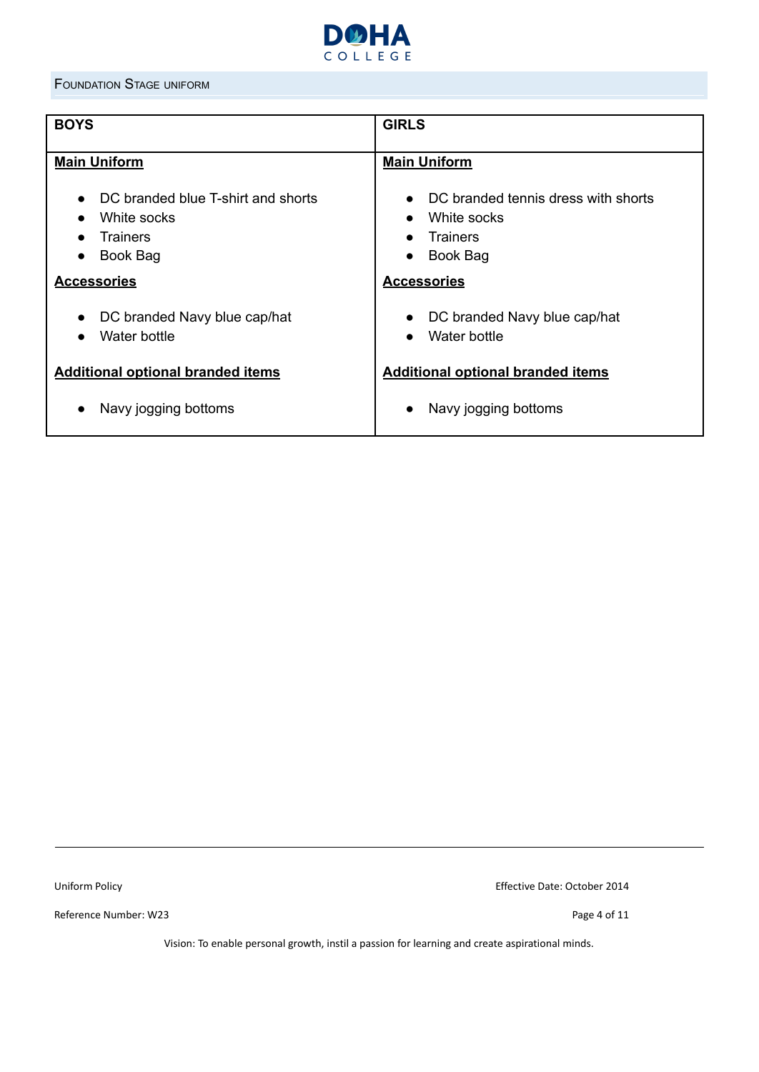## Foundation Stage uniform

| BOYS | GIRLS |
| --- | --- |
| **Main Uniform**<br>• DC branded blue T-shirt and shorts<br>• White socks<br>• Trainers<br>• Book Bag<br>**Accessories**<br>• DC branded Navy blue cap/hat<br>• Water bottle<br>**Additional optional branded items**<br>• Navy jogging bottoms | **Main Uniform**<br>• DC branded tennis dress with shorts<br>• White socks<br>• Trainers<br>• Book Bag<br>**Accessories**<br>• DC branded Navy blue cap/hat<br>• Water bottle<br>**Additional optional branded items**<br>• Navy jogging bottoms |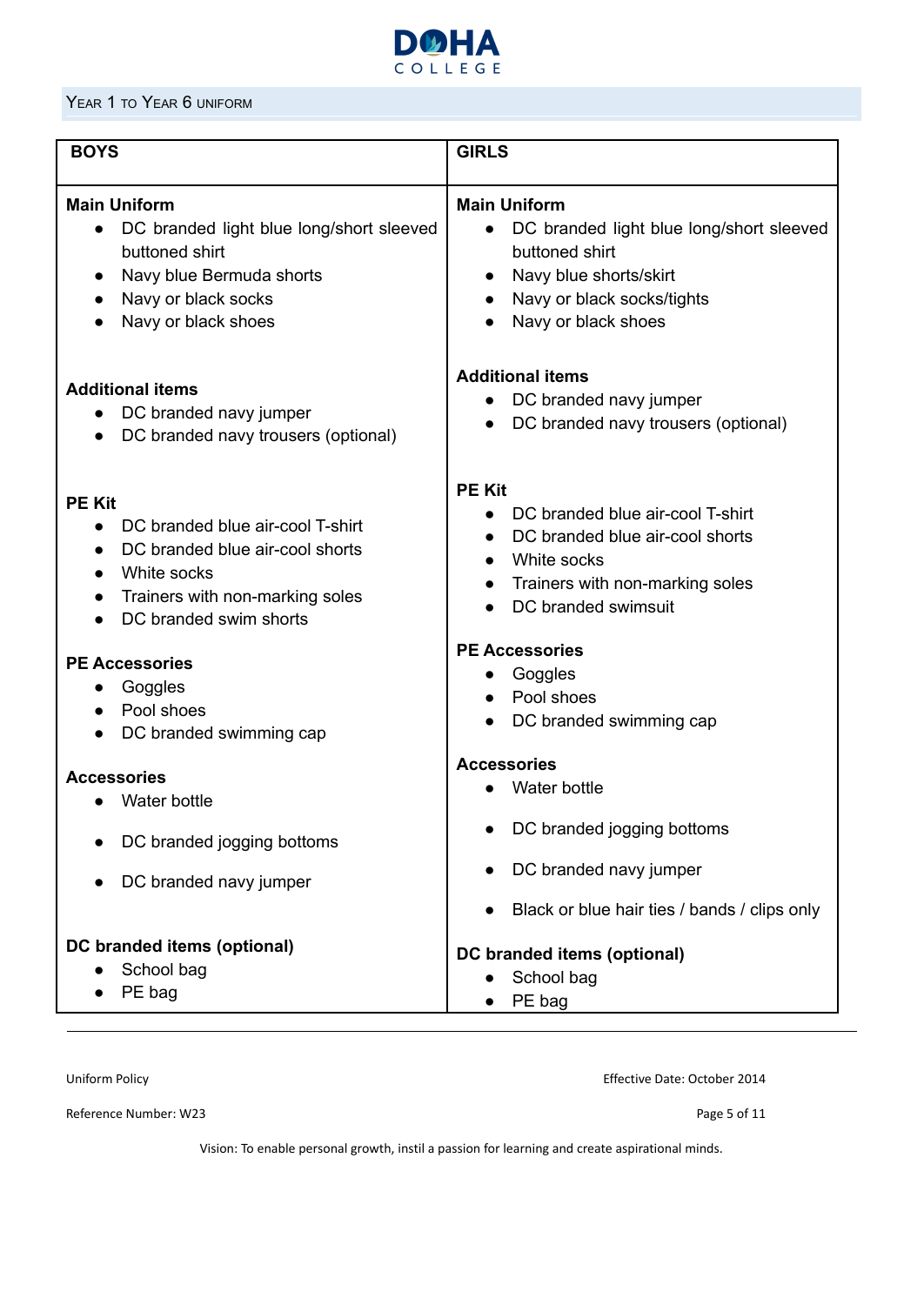## Year 1 to Year 6 uniform

| BOYS | GIRLS |
|---|---|
| **Main Uniform**<br>• DC branded light blue long/short sleeved buttoned shirt<br>• Navy blue Bermuda shorts<br>• Navy or black socks<br>• Navy or black shoes | **Main Uniform**<br>• DC branded light blue long/short sleeved buttoned shirt<br>• Navy blue shorts/skirt<br>• Navy or black socks/tights<br>• Navy or black shoes |
| **Additional items**<br>• DC branded navy jumper<br>• DC branded navy trousers (optional) | **Additional items**<br>• DC branded navy jumper<br>• DC branded navy trousers (optional) |
| **PE Kit**<br>• DC branded blue air-cool T-shirt<br>• DC branded blue air-cool shorts<br>• White socks<br>• Trainers with non-marking soles<br>• DC branded swim shorts | **PE Kit**<br>• DC branded blue air-cool T-shirt<br>• DC branded blue air-cool shorts<br>• White socks<br>• Trainers with non-marking soles<br>• DC branded swimsuit |
| **PE Accessories**<br>• Goggles<br>• Pool shoes<br>• DC branded swimming cap | **PE Accessories**<br>• Goggles<br>• Pool shoes<br>• DC branded swimming cap |
| **Accessories**<br>• Water bottle<br>• DC branded jogging bottoms<br>• DC branded navy jumper | **Accessories**<br>• Water bottle<br>• DC branded jogging bottoms<br>• DC branded navy jumper<br>• Black or blue hair ties / bands / clips only |
| **DC branded items (optional)**<br>• School bag<br>• PE bag | **DC branded items (optional)**<br>• School bag<br>• PE bag |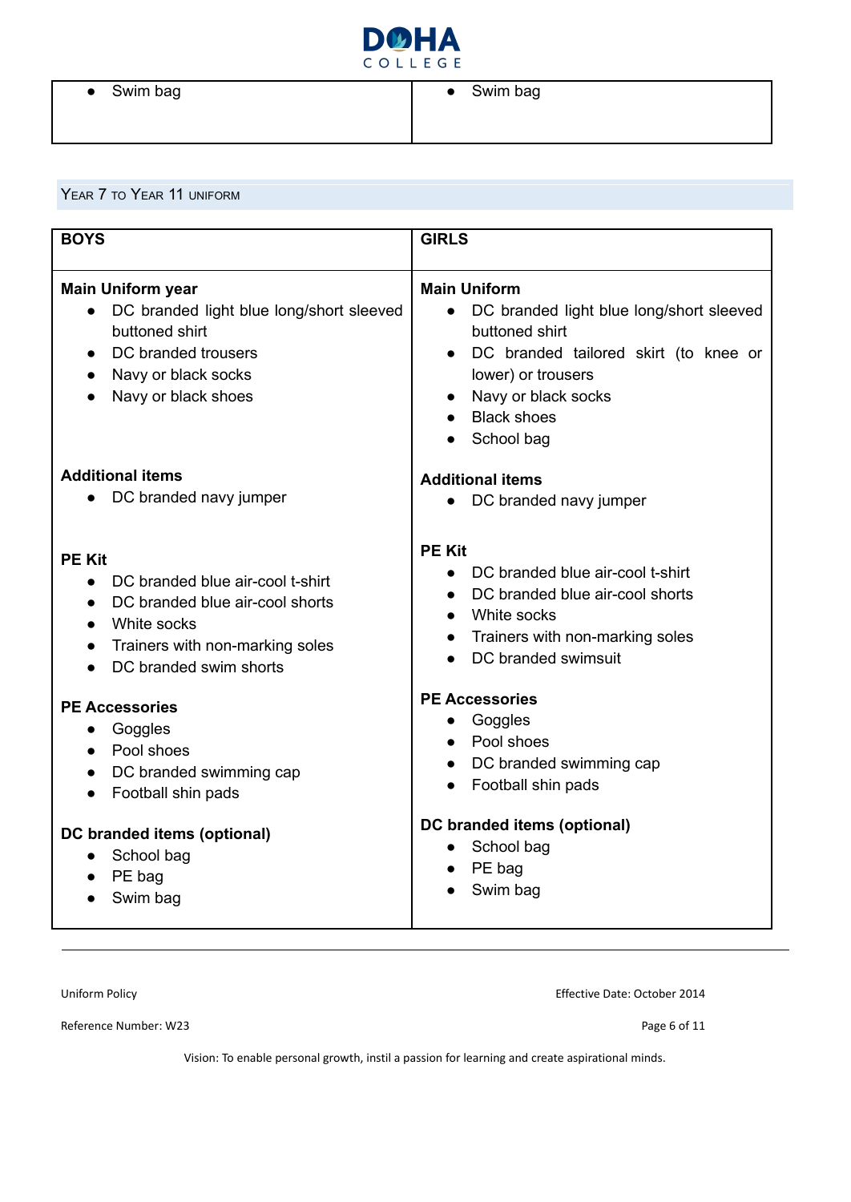| | |
|---|---|
| • Swim bag | • Swim bag |

## Year 7 to Year 11 uniform

| BOYS | GIRLS |
|---|---|
| **Main Uniform year**<br>• DC branded light blue long/short sleeved buttoned shirt<br>• DC branded trousers<br>• Navy or black socks<br>• Navy or black shoes | **Main Uniform**<br>• DC branded light blue long/short sleeved buttoned shirt<br>• DC branded tailored skirt (to knee or lower) or trousers<br>• Navy or black socks<br>• Black shoes<br>• School bag |
| **Additional items**<br>• DC branded navy jumper | **Additional items**<br>• DC branded navy jumper |
| **PE Kit**<br>• DC branded blue air-cool t-shirt<br>• DC branded blue air-cool shorts<br>• White socks<br>• Trainers with non-marking soles<br>• DC branded swim shorts | **PE Kit**<br>• DC branded blue air-cool t-shirt<br>• DC branded blue air-cool shorts<br>• White socks<br>• Trainers with non-marking soles<br>• DC branded swimsuit |
| **PE Accessories**<br>• Goggles<br>• Pool shoes<br>• DC branded swimming cap<br>• Football shin pads | **PE Accessories**<br>• Goggles<br>• Pool shoes<br>• DC branded swimming cap<br>• Football shin pads |
| **DC branded items (optional)**<br>• School bag<br>• PE bag<br>• Swim bag | **DC branded items (optional)**<br>• School bag<br>• PE bag<br>• Swim bag |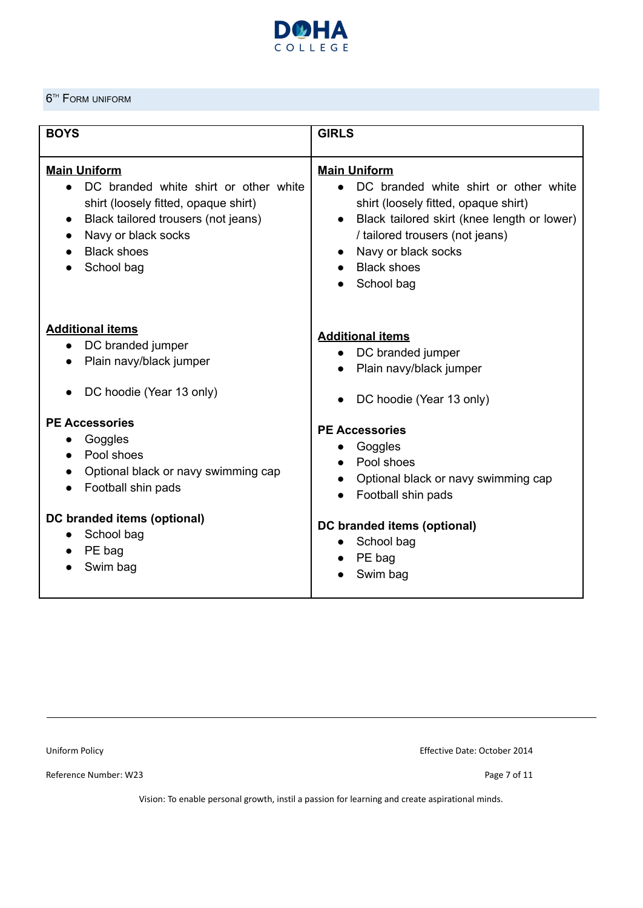## 6[TH] Form uniform

| BOYS | GIRLS |
| --- | --- |
| **Main Uniform**<br>• DC branded white shirt or other white shirt (loosely fitted, opaque shirt)<br>• Black tailored trousers (not jeans)<br>• Navy or black socks<br>• Black shoes<br>• School bag<br><br>**Additional items**<br>• DC branded jumper<br>• Plain navy/black jumper<br>• DC hoodie (Year 13 only)<br><br>**PE Accessories**<br>• Goggles<br>• Pool shoes<br>• Optional black or navy swimming cap<br>• Football shin pads<br><br>**DC branded items (optional)**<br>• School bag<br>• PE bag<br>• Swim bag | **Main Uniform**<br>• DC branded white shirt or other white shirt (loosely fitted, opaque shirt)<br>• Black tailored skirt (knee length or lower) / tailored trousers (not jeans)<br>• Navy or black socks<br>• Black shoes<br>• School bag<br><br>**Additional items**<br>• DC branded jumper<br>• Plain navy/black jumper<br>• DC hoodie (Year 13 only)<br><br>**PE Accessories**<br>• Goggles<br>• Pool shoes<br>• Optional black or navy swimming cap<br>• Football shin pads<br><br>**DC branded items (optional)**<br>• School bag<br>• PE bag<br>• Swim bag |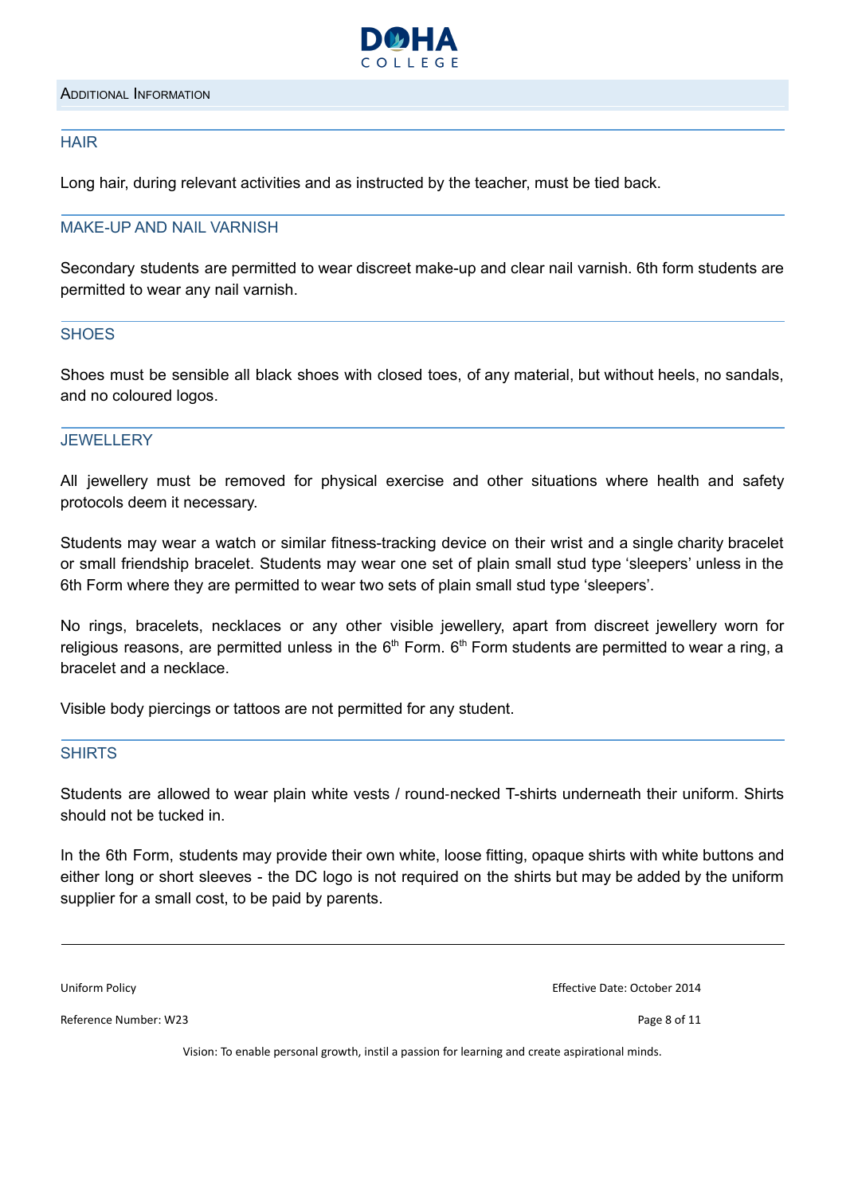## Additional Information

### HAIR

Long hair, during relevant activities and as instructed by the teacher, must be tied back.

### MAKE-UP AND NAIL VARNISH

Secondary students are permitted to wear discreet make-up and clear nail varnish. 6th form students are permitted to wear any nail varnish.

### SHOES

Shoes must be sensible all black shoes with closed toes, of any material, but without heels, no sandals, and no coloured logos.

### JEWELLERY

All jewellery must be removed for physical exercise and other situations where health and safety protocols deem it necessary.

Students may wear a watch or similar fitness-tracking device on their wrist and a single charity bracelet or small friendship bracelet. Students may wear one set of plain small stud type 'sleepers' unless in the 6th Form where they are permitted to wear two sets of plain small stud type 'sleepers'.

No rings, bracelets, necklaces or any other visible jewellery, apart from discreet jewellery worn for religious reasons, are permitted unless in the 6th Form. 6th Form students are permitted to wear a ring, a bracelet and a necklace.

Visible body piercings or tattoos are not permitted for any student.

### SHIRTS

Students are allowed to wear plain white vests / round-necked T-shirts underneath their uniform. Shirts should not be tucked in.

In the 6th Form, students may provide their own white, loose fitting, opaque shirts with white buttons and either long or short sleeves - the DC logo is not required on the shirts but may be added by the uniform supplier for a small cost, to be paid by parents.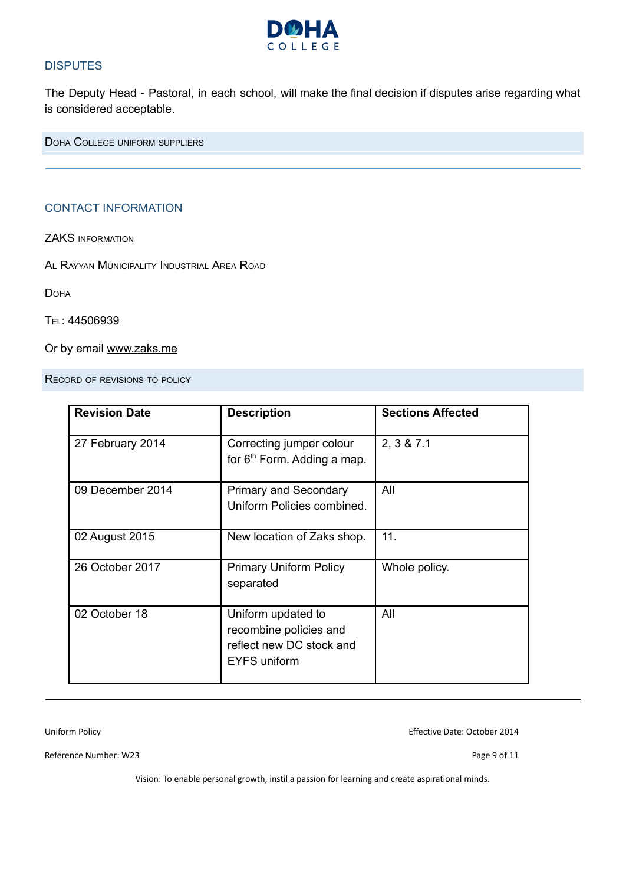## DISPUTES

The Deputy Head - Pastoral, in each school, will make the final decision if disputes arise regarding what is considered acceptable.

## Doha College uniform suppliers

## CONTACT INFORMATION

ZAKS information

Al Rayyan Municipality Industrial Area Road

Doha

Tel: 44506939

Or by email www.zaks.me

## Record of revisions to policy

| Revision Date | Description | Sections Affected |
|---|---|---|
| 27 February 2014 | Correcting jumper colour for 6th Form. Adding a map. | 2, 3 & 7.1 |
| 09 December 2014 | Primary and Secondary Uniform Policies combined. | All |
| 02 August 2015 | New location of Zaks shop. | 11. |
| 26 October 2017 | Primary Uniform Policy separated | Whole policy. |
| 02 October 18 | Uniform updated to recombine policies and reflect new DC stock and EYFS uniform | All |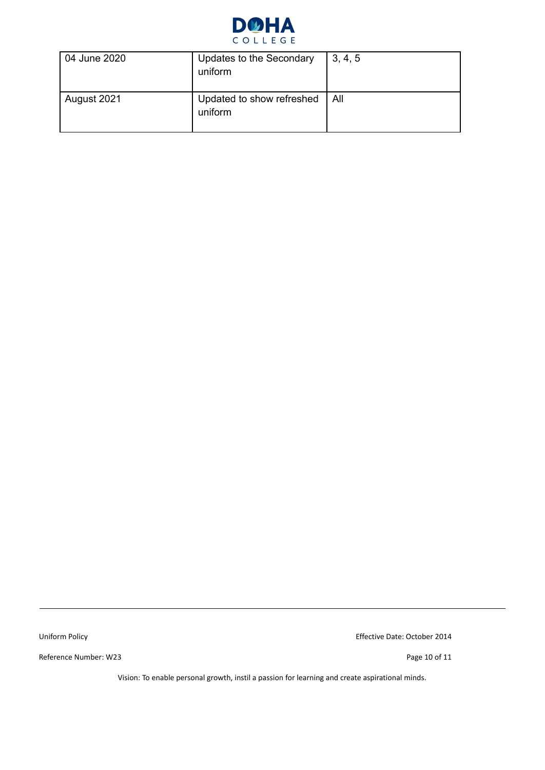| 04 June 2020 | Updates to the Secondary uniform | 3, 4, 5 |
| --- | --- | --- |
| August 2021 | Updated to show refreshed uniform | All |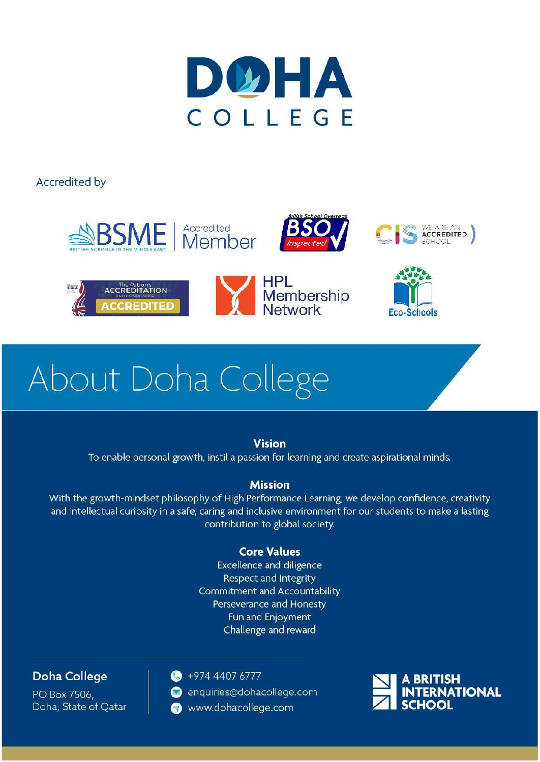# DOHA COLLEGE

Accredited by

BSME | Accredited Member

BSO Inspected

CIS We are an accredited school

The Patrons Accreditation and Compliance ACCREDITED

HPL Membership Network

Eco-Schools

## About Doha College

### Vision

To enable personal growth, instil a passion for learning and create aspirational minds.

### Mission

With the growth-mindset philosophy of High Performance Learning, we develop confidence, creativity and intellectual curiosity in a safe, caring and inclusive environment for our students to make a lasting contribution to global society.

### Core Values

Excellence and diligence
Respect and Integrity
Commitment and Accountability
Perseverance and Honesty
Fun and Enjoyment
Challenge and reward

**Doha College**

PO Box 7506,
Doha, State of Qatar

+974 4407 6777
enquiries@dohacollege.com
www.dohacollege.com

A BRITISH INTERNATIONAL SCHOOL